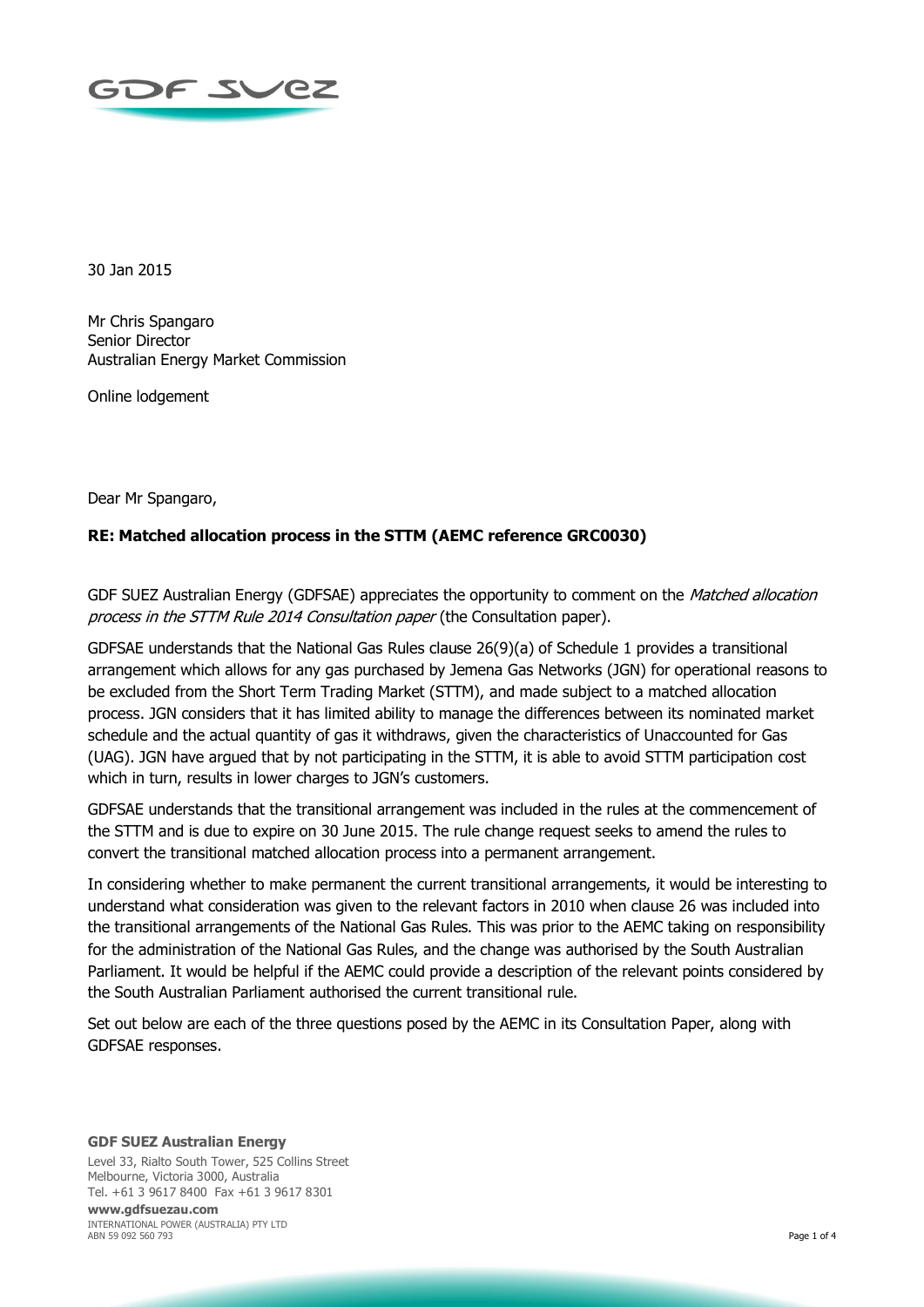30 Jan 2015

Mr Chris Spangaro
Senior Director
Australian Energy Market Commission

Online lodgement

Dear Mr Spangaro,

**RE: Matched allocation process in the STTM (AEMC reference GRC0030)**

GDF SUEZ Australian Energy (GDFSAE) appreciates the opportunity to comment on the *Matched allocation process in the STTM Rule 2014 Consultation paper* (the Consultation paper).

GDFSAE understands that the National Gas Rules clause 26(9)(a) of Schedule 1 provides a transitional arrangement which allows for any gas purchased by Jemena Gas Networks (JGN) for operational reasons to be excluded from the Short Term Trading Market (STTM), and made subject to a matched allocation process. JGN considers that it has limited ability to manage the differences between its nominated market schedule and the actual quantity of gas it withdraws, given the characteristics of Unaccounted for Gas (UAG). JGN have argued that by not participating in the STTM, it is able to avoid STTM participation cost which in turn, results in lower charges to JGN's customers.

GDFSAE understands that the transitional arrangement was included in the rules at the commencement of the STTM and is due to expire on 30 June 2015. The rule change request seeks to amend the rules to convert the transitional matched allocation process into a permanent arrangement.

In considering whether to make permanent the current transitional arrangements, it would be interesting to understand what consideration was given to the relevant factors in 2010 when clause 26 was included into the transitional arrangements of the National Gas Rules. This was prior to the AEMC taking on responsibility for the administration of the National Gas Rules, and the change was authorised by the South Australian Parliament. It would be helpful if the AEMC could provide a description of the relevant points considered by the South Australian Parliament authorised the current transitional rule.

Set out below are each of the three questions posed by the AEMC in its Consultation Paper, along with GDFSAE responses.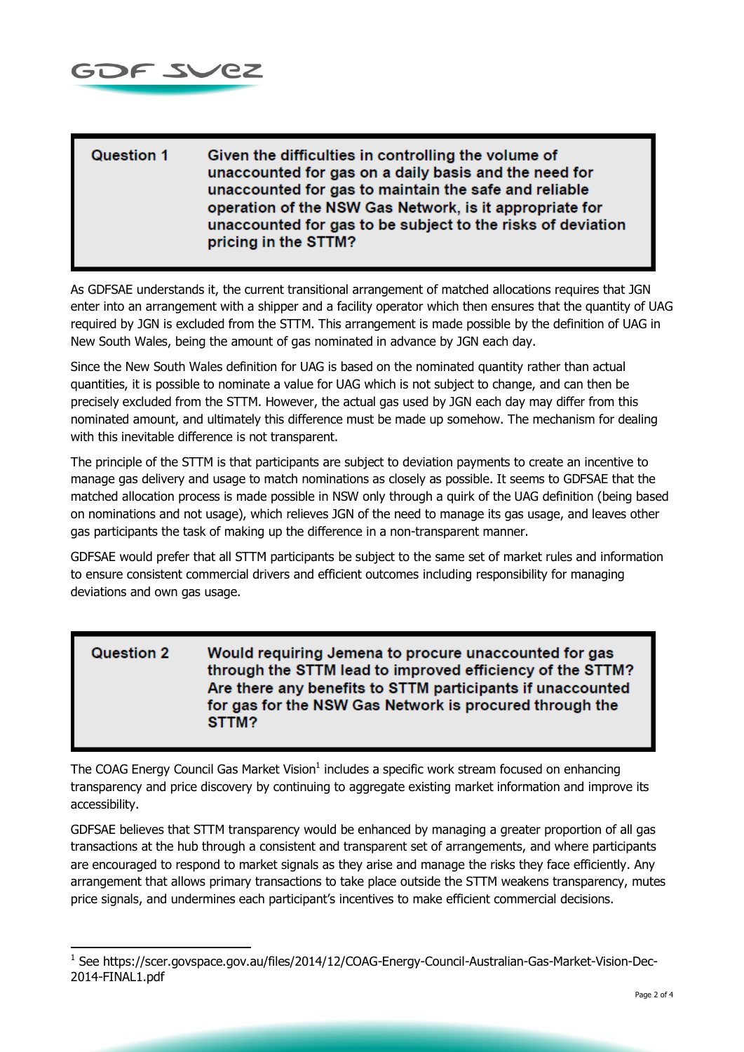**Question 1** Given the difficulties in controlling the volume of unaccounted for gas on a daily basis and the need for unaccounted for gas to maintain the safe and reliable operation of the NSW Gas Network, is it appropriate for unaccounted for gas to be subject to the risks of deviation pricing in the STTM?

As GDFSAE understands it, the current transitional arrangement of matched allocations requires that JGN enter into an arrangement with a shipper and a facility operator which then ensures that the quantity of UAG required by JGN is excluded from the STTM. This arrangement is made possible by the definition of UAG in New South Wales, being the amount of gas nominated in advance by JGN each day.

Since the New South Wales definition for UAG is based on the nominated quantity rather than actual quantities, it is possible to nominate a value for UAG which is not subject to change, and can then be precisely excluded from the STTM. However, the actual gas used by JGN each day may differ from this nominated amount, and ultimately this difference must be made up somehow. The mechanism for dealing with this inevitable difference is not transparent.

The principle of the STTM is that participants are subject to deviation payments to create an incentive to manage gas delivery and usage to match nominations as closely as possible. It seems to GDFSAE that the matched allocation process is made possible in NSW only through a quirk of the UAG definition (being based on nominations and not usage), which relieves JGN of the need to manage its gas usage, and leaves other gas participants the task of making up the difference in a non-transparent manner.

GDFSAE would prefer that all STTM participants be subject to the same set of market rules and information to ensure consistent commercial drivers and efficient outcomes including responsibility for managing deviations and own gas usage.

**Question 2** Would requiring Jemena to procure unaccounted for gas through the STTM lead to improved efficiency of the STTM? Are there any benefits to STTM participants if unaccounted for gas for the NSW Gas Network is procured through the STTM?

The COAG Energy Council Gas Market Vision[1] includes a specific work stream focused on enhancing transparency and price discovery by continuing to aggregate existing market information and improve its accessibility.

GDFSAE believes that STTM transparency would be enhanced by managing a greater proportion of all gas transactions at the hub through a consistent and transparent set of arrangements, and where participants are encouraged to respond to market signals as they arise and manage the risks they face efficiently. Any arrangement that allows primary transactions to take place outside the STTM weakens transparency, mutes price signals, and undermines each participant's incentives to make efficient commercial decisions.

[1] See https://scer.govspace.gov.au/files/2014/12/COAG-Energy-Council-Australian-Gas-Market-Vision-Dec-2014-FINAL1.pdf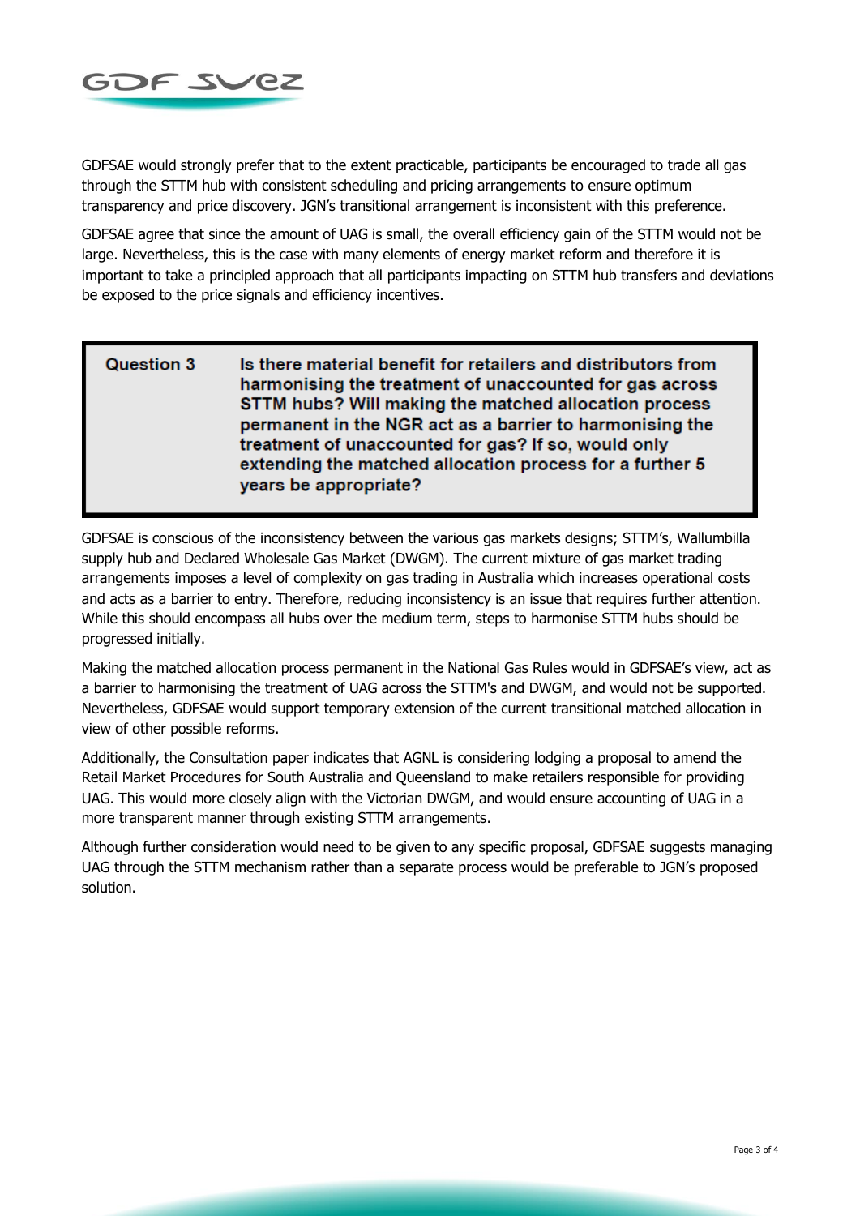GDFSAE would strongly prefer that to the extent practicable, participants be encouraged to trade all gas through the STTM hub with consistent scheduling and pricing arrangements to ensure optimum transparency and price discovery. JGN's transitional arrangement is inconsistent with this preference.

GDFSAE agree that since the amount of UAG is small, the overall efficiency gain of the STTM would not be large. Nevertheless, this is the case with many elements of energy market reform and therefore it is important to take a principled approach that all participants impacting on STTM hub transfers and deviations be exposed to the price signals and efficiency incentives.

**Question 3** **Is there material benefit for retailers and distributors from harmonising the treatment of unaccounted for gas across STTM hubs? Will making the matched allocation process permanent in the NGR act as a barrier to harmonising the treatment of unaccounted for gas? If so, would only extending the matched allocation process for a further 5 years be appropriate?**

GDFSAE is conscious of the inconsistency between the various gas markets designs; STTM's, Wallumbilla supply hub and Declared Wholesale Gas Market (DWGM). The current mixture of gas market trading arrangements imposes a level of complexity on gas trading in Australia which increases operational costs and acts as a barrier to entry. Therefore, reducing inconsistency is an issue that requires further attention. While this should encompass all hubs over the medium term, steps to harmonise STTM hubs should be progressed initially.

Making the matched allocation process permanent in the National Gas Rules would in GDFSAE's view, act as a barrier to harmonising the treatment of UAG across the STTM's and DWGM, and would not be supported. Nevertheless, GDFSAE would support temporary extension of the current transitional matched allocation in view of other possible reforms.

Additionally, the Consultation paper indicates that AGNL is considering lodging a proposal to amend the Retail Market Procedures for South Australia and Queensland to make retailers responsible for providing UAG. This would more closely align with the Victorian DWGM, and would ensure accounting of UAG in a more transparent manner through existing STTM arrangements.

Although further consideration would need to be given to any specific proposal, GDFSAE suggests managing UAG through the STTM mechanism rather than a separate process would be preferable to JGN's proposed solution.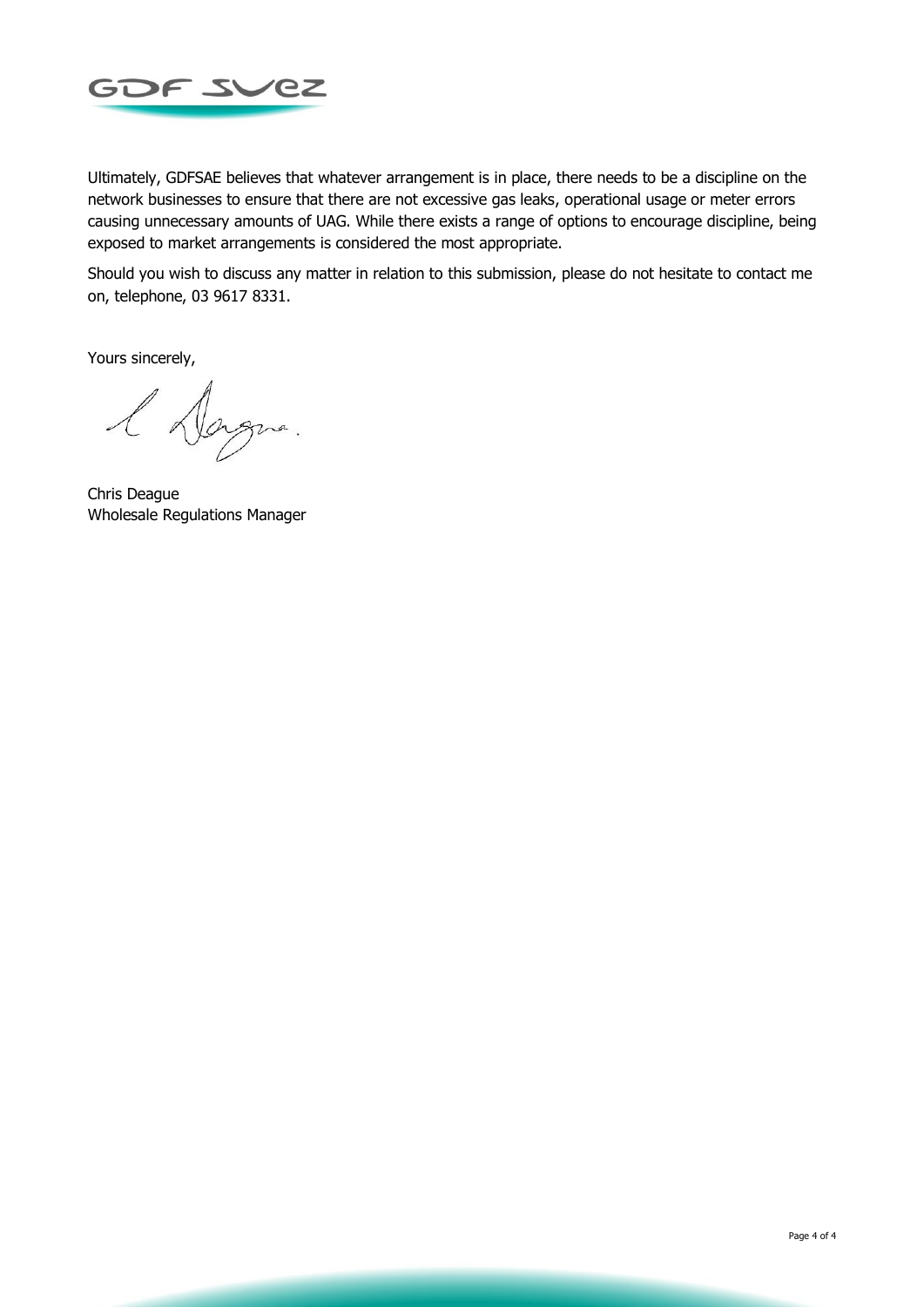Ultimately, GDFSAE believes that whatever arrangement is in place, there needs to be a discipline on the network businesses to ensure that there are not excessive gas leaks, operational usage or meter errors causing unnecessary amounts of UAG. While there exists a range of options to encourage discipline, being exposed to market arrangements is considered the most appropriate.

Should you wish to discuss any matter in relation to this submission, please do not hesitate to contact me on, telephone, 03 9617 8331.

Yours sincerely,

Chris Deague
Wholesale Regulations Manager